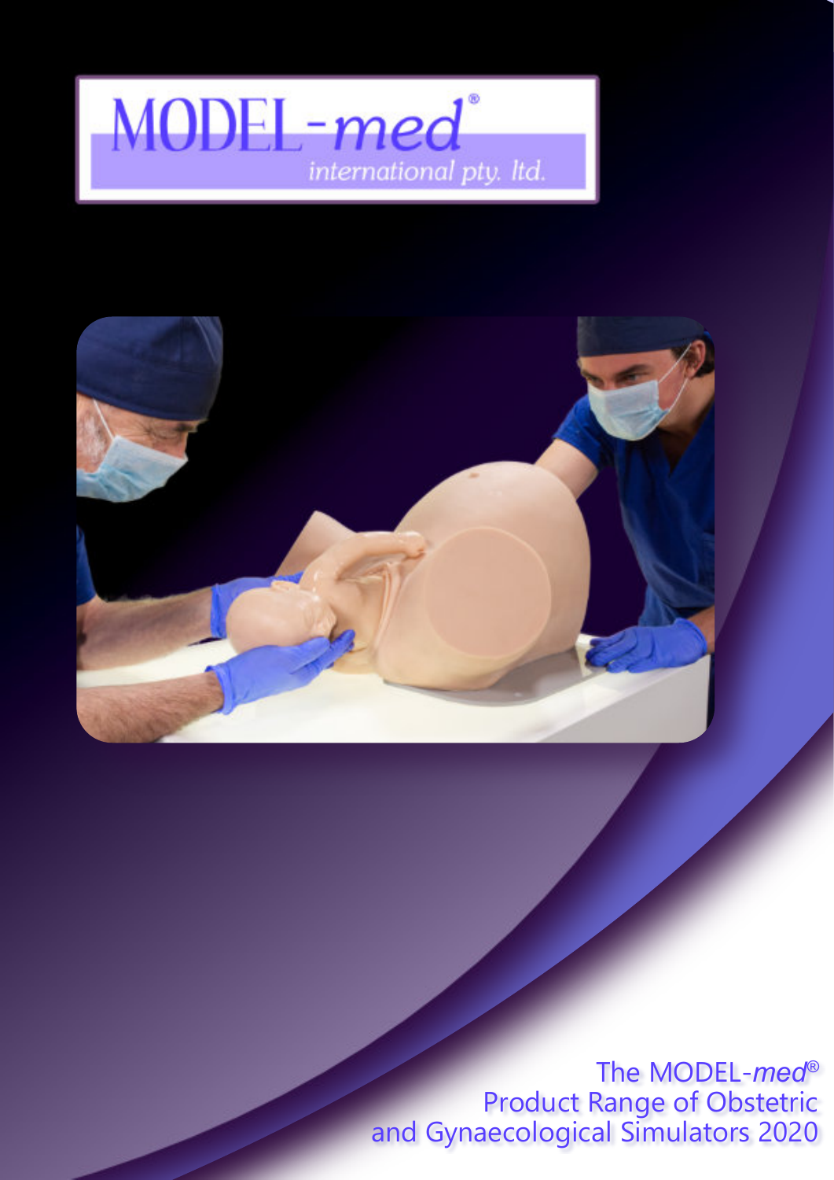# MODEL-*med*®

*international pty. ltd.*

The MODEL-*med*®
Product Range of Obstetric
and Gynaecological Simulators 2020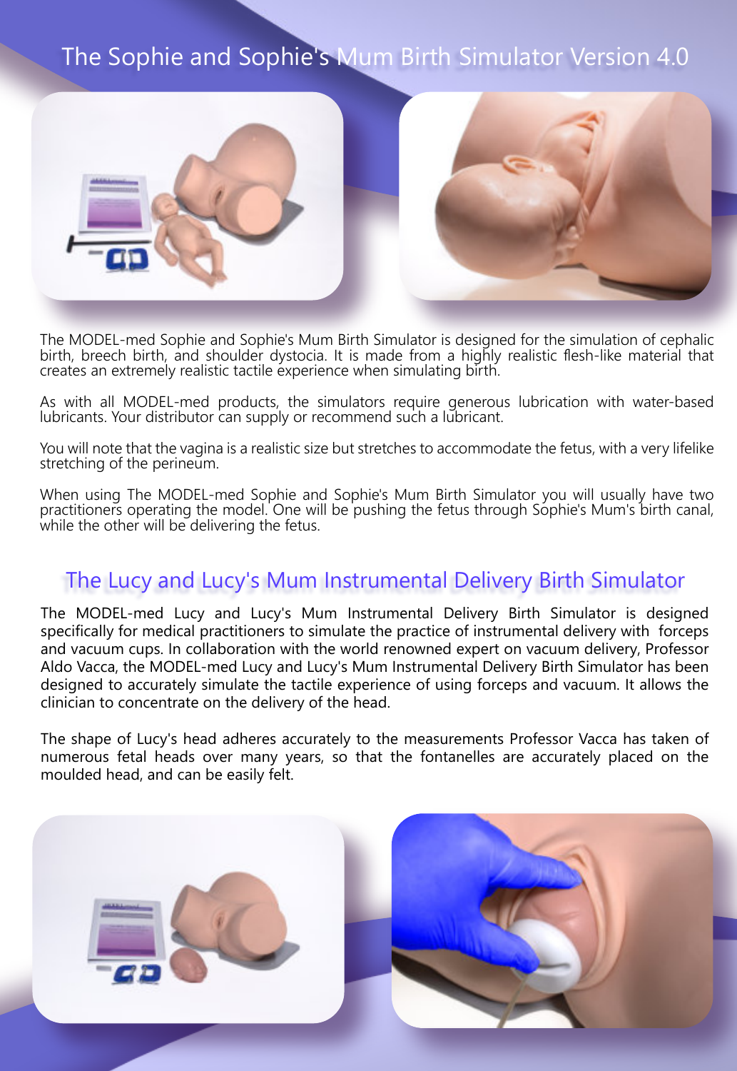# The Sophie and Sophie's Mum Birth Simulator Version 4.0

The MODEL-med Sophie and Sophie's Mum Birth Simulator is designed for the simulation of cephalic birth, breech birth, and shoulder dystocia. It is made from a highly realistic flesh-like material that creates an extremely realistic tactile experience when simulating birth.

As with all MODEL-med products, the simulators require generous lubrication with water-based lubricants. Your distributor can supply or recommend such a lubricant.

You will note that the vagina is a realistic size but stretches to accommodate the fetus, with a very lifelike stretching of the perineum.

When using The MODEL-med Sophie and Sophie's Mum Birth Simulator you will usually have two practitioners operating the model. One will be pushing the fetus through Sophie's Mum's birth canal, while the other will be delivering the fetus.

## The Lucy and Lucy's Mum Instrumental Delivery Birth Simulator

The MODEL-med Lucy and Lucy's Mum Instrumental Delivery Birth Simulator is designed specifically for medical practitioners to simulate the practice of instrumental delivery with forceps and vacuum cups. In collaboration with the world renowned expert on vacuum delivery, Professor Aldo Vacca, the MODEL-med Lucy and Lucy's Mum Instrumental Delivery Birth Simulator has been designed to accurately simulate the tactile experience of using forceps and vacuum. It allows the clinician to concentrate on the delivery of the head.

The shape of Lucy's head adheres accurately to the measurements Professor Vacca has taken of numerous fetal heads over many years, so that the fontanelles are accurately placed on the moulded head, and can be easily felt.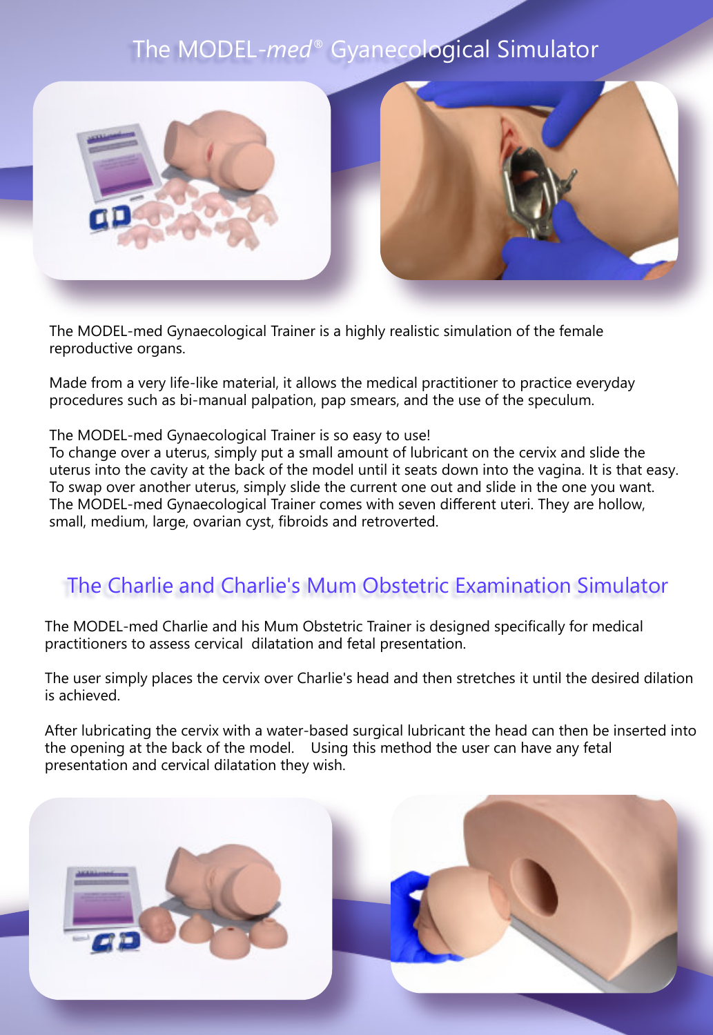# The MODEL-*med*® Gyanecological Simulator

The MODEL-med Gynaecological Trainer is a highly realistic simulation of the female reproductive organs.

Made from a very life-like material, it allows the medical practitioner to practice everyday procedures such as bi-manual palpation, pap smears, and the use of the speculum.

The MODEL-med Gynaecological Trainer is so easy to use!
To change over a uterus, simply put a small amount of lubricant on the cervix and slide the uterus into the cavity at the back of the model until it seats down into the vagina. It is that easy.
To swap over another uterus, simply slide the current one out and slide in the one you want.
The MODEL-med Gynaecological Trainer comes with seven different uteri. They are hollow, small, medium, large, ovarian cyst, fibroids and retroverted.

## The Charlie and Charlie's Mum Obstetric Examination Simulator

The MODEL-med Charlie and his Mum Obstetric Trainer is designed specifically for medical practitioners to assess cervical dilatation and fetal presentation.

The user simply places the cervix over Charlie's head and then stretches it until the desired dilation is achieved.

After lubricating the cervix with a water-based surgical lubricant the head can then be inserted into the opening at the back of the model. Using this method the user can have any fetal presentation and cervical dilatation they wish.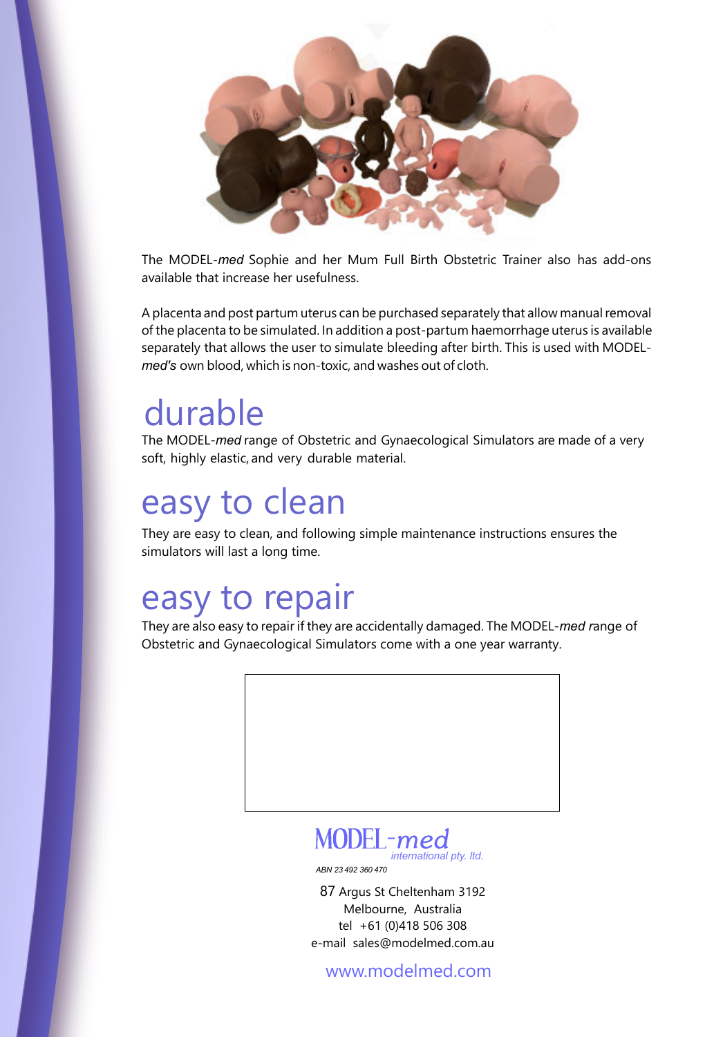The MODEL-*med* Sophie and her Mum Full Birth Obstetric Trainer also has add-ons available that increase her usefulness.

A placenta and post partum uterus can be purchased separately that allow manual removal of the placenta to be simulated. In addition a post-partum haemorrhage uterus is available separately that allows the user to simulate bleeding after birth. This is used with MODEL-*med's* own blood, which is non-toxic, and washes out of cloth.

## durable

The MODEL-*med* range of Obstetric and Gynaecological Simulators are made of a very soft, highly elastic, and very durable material.

## easy to clean

They are easy to clean, and following simple maintenance instructions ensures the simulators will last a long time.

## easy to repair

They are also easy to repair if they are accidentally damaged. The MODEL-*med r*ange of Obstetric and Gynaecological Simulators come with a one year warranty.

MODEL-*med*
*international pty. ltd.*

*ABN 23 492 360 470*

87 Argus St Cheltenham 3192
Melbourne, Australia
tel +61 (0)418 506 308
e-mail sales@modelmed.com.au

www.modelmed.com